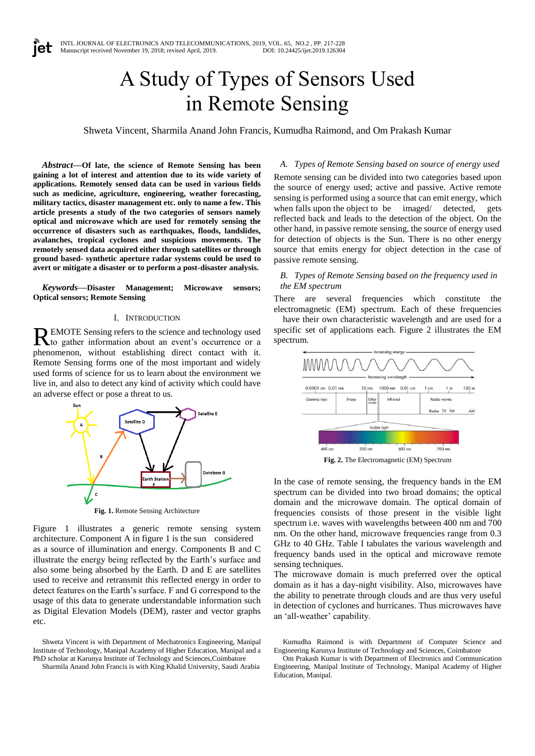# A Study of Types of Sensors Used in Remote Sensing

Shweta Vincent, Sharmila Anand John Francis, Kumudha Raimond, and Om Prakash Kumar

***Abstract*—Of late, the science of Remote Sensing has been gaining a lot of interest and attention due to its wide variety of applications. Remotely sensed data can be used in various fields such as medicine, agriculture, engineering, weather forecasting, military tactics, disaster management etc. only to name a few. This article presents a study of the two categories of sensors namely optical and microwave which are used for remotely sensing the occurrence of disasters such as earthquakes, floods, landslides, avalanches, tropical cyclones and suspicious movements. The remotely sensed data acquired either through satellites or through ground based- synthetic aperture radar systems could be used to avert or mitigate a disaster or to perform a post-disaster analysis.**

***Keywords*—Disaster Management; Microwave sensors; Optical sensors; Remote Sensing**

## I. Introduction

REMOTE Sensing refers to the science and technology used to gather information about an event's occurrence or a phenomenon, without establishing direct contact with it. Remote Sensing forms one of the most important and widely used forms of science for us to learn about the environment we live in, and also to detect any kind of activity which could have an adverse effect or pose a threat to us.

**Fig. 1.** Remote Sensing Architecture

Figure 1 illustrates a generic remote sensing system architecture. Component A in figure 1 is the sun considered as a source of illumination and energy. Components B and C illustrate the energy being reflected by the Earth's surface and also some being absorbed by the Earth. D and E are satellites used to receive and retransmit this reflected energy in order to detect features on the Earth's surface. F and G correspond to the usage of this data to generate understandable information such as Digital Elevation Models (DEM), raster and vector graphs etc.

### A. *Types of Remote Sensing based on source of energy used*

Remote sensing can be divided into two categories based upon the source of energy used; active and passive. Active remote sensing is performed using a source that can emit energy, which when falls upon the object to be imaged/ detected, gets reflected back and leads to the detection of the object. On the other hand, in passive remote sensing, the source of energy used for detection of objects is the Sun. There is no other energy source that emits energy for object detection in the case of passive remote sensing.

### B. *Types of Remote Sensing based on the frequency used in the EM spectrum*

There are several frequencies which constitute the electromagnetic (EM) spectrum. Each of these frequencies have their own characteristic wavelength and are used for a specific set of applications each. Figure 2 illustrates the EM spectrum.

**Fig. 2.** The Electromagnetic (EM) Spectrum

In the case of remote sensing, the frequency bands in the EM spectrum can be divided into two broad domains; the optical domain and the microwave domain. The optical domain of frequencies consists of those present in the visible light spectrum i.e. waves with wavelengths between 400 nm and 700 nm. On the other hand, microwave frequencies range from 0.3 GHz to 40 GHz. Table I tabulates the various wavelength and frequency bands used in the optical and microwave remote sensing techniques.

The microwave domain is much preferred over the optical domain as it has a day-night visibility. Also, microwaves have the ability to penetrate through clouds and are thus very useful in detection of cyclones and hurricanes. Thus microwaves have an 'all-weather' capability.

---

Shweta Vincent is with Department of Mechatronics Engineering, Manipal Institute of Technology, Manipal Academy of Higher Education, Manipal and a PhD scholar at Karunya Institute of Technology and Sciences,Coimbatore

Sharmila Anand John Francis is with King Khalid University, Saudi Arabia

Kumudha Raimond is with Department of Computer Science and Engineering Karunya Institute of Technology and Sciences, Coimbatore

Om Prakash Kumar is with Department of Electronics and Communication Engineering, Manipal Institute of Technology, Manipal Academy of Higher Education, Manipal.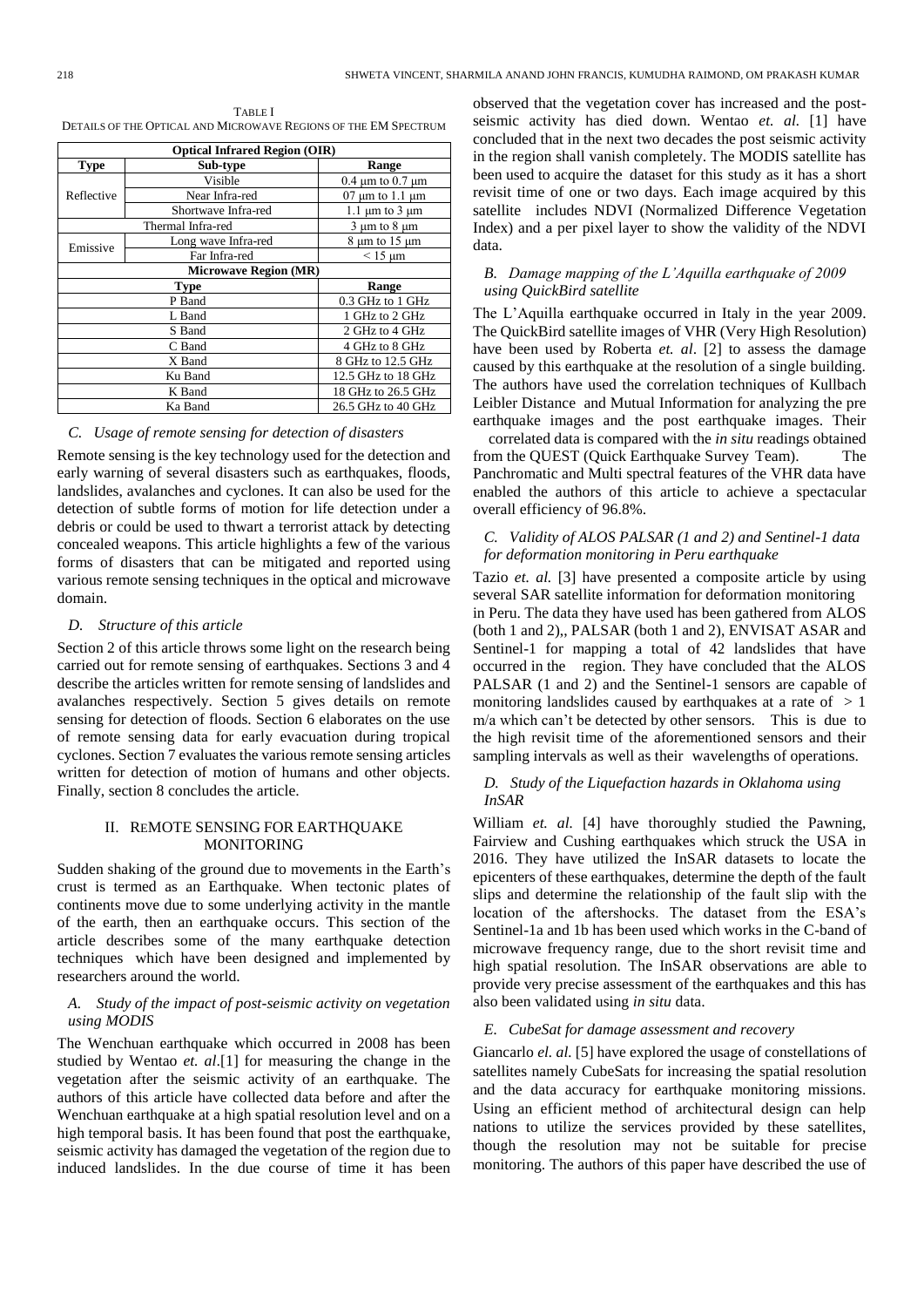TABLE I
DETAILS OF THE OPTICAL AND MICROWAVE REGIONS OF THE EM SPECTRUM

| **Optical Infrared Region (OIR)** | | |
|---|---|---|
| **Type** | **Sub-type** | **Range** |
| Reflective | Visible | 0.4 μm to 0.7 μm |
| | Near Infra-red | 07 μm to 1.1 μm |
| | Shortwave Infra-red | 1.1 μm to 3 μm |
| Thermal Infra-red | | 3 μm to 8 μm |
| Emissive | Long wave Infra-red | 8 μm to 15 μm |
| | Far Infra-red | < 15 μm |
| **Microwave Region (MR)** | | |
| **Type** | | **Range** |
| P Band | | 0.3 GHz to 1 GHz |
| L Band | | 1 GHz to 2 GHz |
| S Band | | 2 GHz to 4 GHz |
| C Band | | 4 GHz to 8 GHz |
| X Band | | 8 GHz to 12.5 GHz |
| Ku Band | | 12.5 GHz to 18 GHz |
| K Band | | 18 GHz to 26.5 GHz |
| Ka Band | | 26.5 GHz to 40 GHz |

### *C. Usage of remote sensing for detection of disasters*

Remote sensing is the key technology used for the detection and early warning of several disasters such as earthquakes, floods, landslides, avalanches and cyclones. It can also be used for the detection of subtle forms of motion for life detection under a debris or could be used to thwart a terrorist attack by detecting concealed weapons. This article highlights a few of the various forms of disasters that can be mitigated and reported using various remote sensing techniques in the optical and microwave domain.

### *D. Structure of this article*

Section 2 of this article throws some light on the research being carried out for remote sensing of earthquakes. Sections 3 and 4 describe the articles written for remote sensing of landslides and avalanches respectively. Section 5 gives details on remote sensing for detection of floods. Section 6 elaborates on the use of remote sensing data for early evacuation during tropical cyclones. Section 7 evaluates the various remote sensing articles written for detection of motion of humans and other objects. Finally, section 8 concludes the article.

## II. REMOTE SENSING FOR EARTHQUAKE MONITORING

Sudden shaking of the ground due to movements in the Earth's crust is termed as an Earthquake. When tectonic plates of continents move due to some underlying activity in the mantle of the earth, then an earthquake occurs. This section of the article describes some of the many earthquake detection techniques which have been designed and implemented by researchers around the world.

### *A. Study of the impact of post-seismic activity on vegetation using MODIS*

The Wenchuan earthquake which occurred in 2008 has been studied by Wentao *et. al*.[1] for measuring the change in the vegetation after the seismic activity of an earthquake. The authors of this article have collected data before and after the Wenchuan earthquake at a high spatial resolution level and on a high temporal basis. It has been found that post the earthquake, seismic activity has damaged the vegetation of the region due to induced landslides. In the due course of time it has been observed that the vegetation cover has increased and the post-seismic activity has died down. Wentao *et. al.* [1] have concluded that in the next two decades the post seismic activity in the region shall vanish completely. The MODIS satellite has been used to acquire the dataset for this study as it has a short revisit time of one or two days. Each image acquired by this satellite includes NDVI (Normalized Difference Vegetation Index) and a per pixel layer to show the validity of the NDVI data.

### *B. Damage mapping of the L'Aquilla earthquake of 2009 using QuickBird satellite*

The L'Aquilla earthquake occurred in Italy in the year 2009. The QuickBird satellite images of VHR (Very High Resolution) have been used by Roberta *et. al*. [2] to assess the damage caused by this earthquake at the resolution of a single building. The authors have used the correlation techniques of Kullbach Leibler Distance and Mutual Information for analyzing the pre earthquake images and the post earthquake images. Their correlated data is compared with the *in situ* readings obtained from the QUEST (Quick Earthquake Survey Team). The Panchromatic and Multi spectral features of the VHR data have enabled the authors of this article to achieve a spectacular overall efficiency of 96.8%.

### *C. Validity of ALOS PALSAR (1 and 2) and Sentinel-1 data for deformation monitoring in Peru earthquake*

Tazio *et. al.* [3] have presented a composite article by using several SAR satellite information for deformation monitoring in Peru. The data they have used has been gathered from ALOS (both 1 and 2),, PALSAR (both 1 and 2), ENVISAT ASAR and Sentinel-1 for mapping a total of 42 landslides that have occurred in the region. They have concluded that the ALOS PALSAR (1 and 2) and the Sentinel-1 sensors are capable of monitoring landslides caused by earthquakes at a rate of > 1 m/a which can't be detected by other sensors. This is due to the high revisit time of the aforementioned sensors and their sampling intervals as well as their wavelengths of operations.

### *D. Study of the Liquefaction hazards in Oklahoma using InSAR*

William *et. al.* [4] have thoroughly studied the Pawning, Fairview and Cushing earthquakes which struck the USA in 2016. They have utilized the InSAR datasets to locate the epicenters of these earthquakes, determine the depth of the fault slips and determine the relationship of the fault slip with the location of the aftershocks. The dataset from the ESA's Sentinel-1a and 1b has been used which works in the C-band of microwave frequency range, due to the short revisit time and high spatial resolution. The InSAR observations are able to provide very precise assessment of the earthquakes and this has also been validated using *in situ* data.

### *E. CubeSat for damage assessment and recovery*

Giancarlo *el. al.* [5] have explored the usage of constellations of satellites namely CubeSats for increasing the spatial resolution and the data accuracy for earthquake monitoring missions. Using an efficient method of architectural design can help nations to utilize the services provided by these satellites, though the resolution may not be suitable for precise monitoring. The authors of this paper have described the use of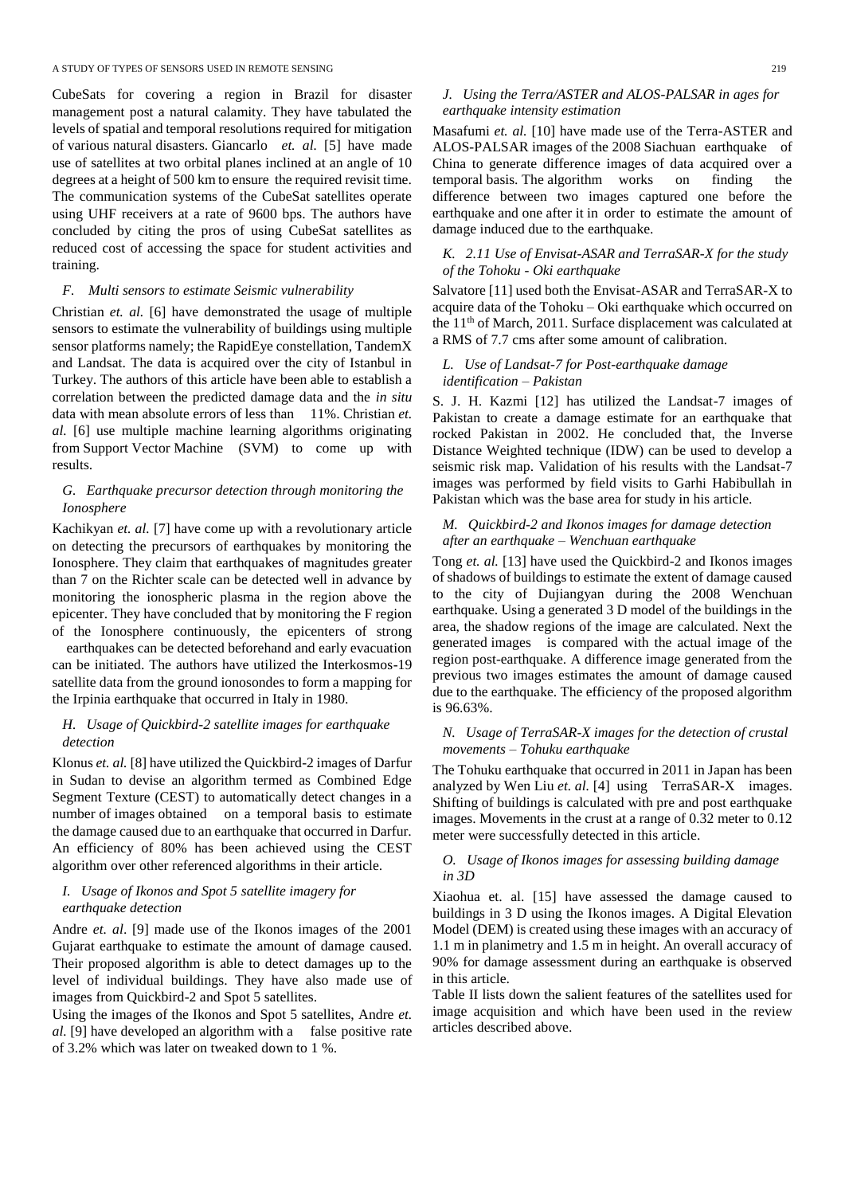CubeSats for covering a region in Brazil for disaster management post a natural calamity. They have tabulated the levels of spatial and temporal resolutions required for mitigation of various natural disasters. Giancarlo *et. al.* [5] have made use of satellites at two orbital planes inclined at an angle of 10 degrees at a height of 500 km to ensure the required revisit time. The communication systems of the CubeSat satellites operate using UHF receivers at a rate of 9600 bps. The authors have concluded by citing the pros of using CubeSat satellites as reduced cost of accessing the space for student activities and training.

### *F. Multi sensors to estimate Seismic vulnerability*

Christian *et. al.* [6] have demonstrated the usage of multiple sensors to estimate the vulnerability of buildings using multiple sensor platforms namely; the RapidEye constellation, TandemX and Landsat. The data is acquired over the city of Istanbul in Turkey. The authors of this article have been able to establish a correlation between the predicted damage data and the *in situ* data with mean absolute errors of less than 11%. Christian *et. al.* [6] use multiple machine learning algorithms originating from Support Vector Machine (SVM) to come up with results.

### *G. Earthquake precursor detection through monitoring the Ionosphere*

Kachikyan *et. al.* [7] have come up with a revolutionary article on detecting the precursors of earthquakes by monitoring the Ionosphere. They claim that earthquakes of magnitudes greater than 7 on the Richter scale can be detected well in advance by monitoring the ionospheric plasma in the region above the epicenter. They have concluded that by monitoring the F region of the Ionosphere continuously, the epicenters of strong earthquakes can be detected beforehand and early evacuation can be initiated. The authors have utilized the Interkosmos-19 satellite data from the ground ionosondes to form a mapping for the Irpinia earthquake that occurred in Italy in 1980.

### *H. Usage of Quickbird-2 satellite images for earthquake detection*

Klonus *et. al.* [8] have utilized the Quickbird-2 images of Darfur in Sudan to devise an algorithm termed as Combined Edge Segment Texture (CEST) to automatically detect changes in a number of images obtained on a temporal basis to estimate the damage caused due to an earthquake that occurred in Darfur. An efficiency of 80% has been achieved using the CEST algorithm over other referenced algorithms in their article.

### *I. Usage of Ikonos and Spot 5 satellite imagery for earthquake detection*

Andre *et. al*. [9] made use of the Ikonos images of the 2001 Gujarat earthquake to estimate the amount of damage caused. Their proposed algorithm is able to detect damages up to the level of individual buildings. They have also made use of images from Quickbird-2 and Spot 5 satellites.

Using the images of the Ikonos and Spot 5 satellites, Andre *et. al.* [9] have developed an algorithm with a false positive rate of 3.2% which was later on tweaked down to 1 %.

### *J. Using the Terra/ASTER and ALOS-PALSAR in ages for earthquake intensity estimation*

Masafumi *et. al.* [10] have made use of the Terra-ASTER and ALOS-PALSAR images of the 2008 Siachuan earthquake of China to generate difference images of data acquired over a temporal basis. The algorithm works on finding the difference between two images captured one before the earthquake and one after it in order to estimate the amount of damage induced due to the earthquake.

### *K. 2.11 Use of Envisat-ASAR and TerraSAR-X for the study of the Tohoku - Oki earthquake*

Salvatore [11] used both the Envisat-ASAR and TerraSAR-X to acquire data of the Tohoku – Oki earthquake which occurred on the 11th of March, 2011. Surface displacement was calculated at a RMS of 7.7 cms after some amount of calibration.

### *L. Use of Landsat-7 for Post-earthquake damage identification – Pakistan*

S. J. H. Kazmi [12] has utilized the Landsat-7 images of Pakistan to create a damage estimate for an earthquake that rocked Pakistan in 2002. He concluded that, the Inverse Distance Weighted technique (IDW) can be used to develop a seismic risk map. Validation of his results with the Landsat-7 images was performed by field visits to Garhi Habibullah in Pakistan which was the base area for study in his article.

### *M. Quickbird-2 and Ikonos images for damage detection after an earthquake – Wenchuan earthquake*

Tong *et. al.* [13] have used the Quickbird-2 and Ikonos images of shadows of buildings to estimate the extent of damage caused to the city of Dujiangyan during the 2008 Wenchuan earthquake. Using a generated 3 D model of the buildings in the area, the shadow regions of the image are calculated. Next the generated images is compared with the actual image of the region post-earthquake. A difference image generated from the previous two images estimates the amount of damage caused due to the earthquake. The efficiency of the proposed algorithm is 96.63%.

### *N. Usage of TerraSAR-X images for the detection of crustal movements – Tohuku earthquake*

The Tohuku earthquake that occurred in 2011 in Japan has been analyzed by Wen Liu *et. al.* [4] using TerraSAR-X images. Shifting of buildings is calculated with pre and post earthquake images. Movements in the crust at a range of 0.32 meter to 0.12 meter were successfully detected in this article.

### *O. Usage of Ikonos images for assessing building damage in 3D*

Xiaohua et. al. [15] have assessed the damage caused to buildings in 3 D using the Ikonos images. A Digital Elevation Model (DEM) is created using these images with an accuracy of 1.1 m in planimetry and 1.5 m in height. An overall accuracy of 90% for damage assessment during an earthquake is observed in this article.

Table II lists down the salient features of the satellites used for image acquisition and which have been used in the review articles described above.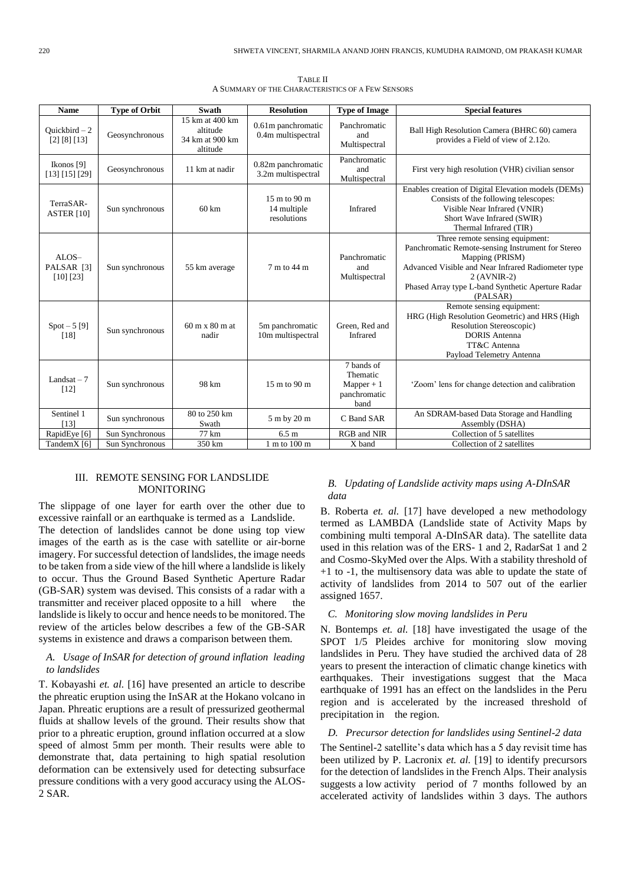TABLE II
A SUMMARY OF THE CHARACTERISTICS OF A FEW SENSORS

| Name | Type of Orbit | Swath | Resolution | Type of Image | Special features |
|---|---|---|---|---|---|
| Quickbird – 2 [2] [8] [13] | Geosynchronous | 15 km at 400 km altitude 34 km at 900 km altitude | 0.61m panchromatic 0.4m multispectral | Panchromatic and Multispectral | Ball High Resolution Camera (BHRC 60) camera provides a Field of view of 2.12o. |
| Ikonos [9] [13] [15] [29] | Geosynchronous | 11 km at nadir | 0.82m panchromatic 3.2m multispectral | Panchromatic and Multispectral | First very high resolution (VHR) civilian sensor |
| TerraSAR-ASTER [10] | Sun synchronous | 60 km | 15 m to 90 m 14 multiple resolutions | Infrared | Enables creation of Digital Elevation models (DEMs) Consists of the following telescopes: Visible Near Infrared (VNIR) Short Wave Infrared (SWIR) Thermal Infrared (TIR) |
| ALOS– PALSAR [3] [10] [23] | Sun synchronous | 55 km average | 7 m to 44 m | Panchromatic and Multispectral | Three remote sensing equipment: Panchromatic Remote-sensing Instrument for Stereo Mapping (PRISM) Advanced Visible and Near Infrared Radiometer type 2 (AVNIR-2) Phased Array type L-band Synthetic Aperture Radar (PALSAR) |
| Spot – 5 [9] [18] | Sun synchronous | 60 m x 80 m at nadir | 5m panchromatic 10m multispectral | Green, Red and Infrared | Remote sensing equipment: HRG (High Resolution Geometric) and HRS (High Resolution Stereoscopic) DORIS Antenna TT&C Antenna Payload Telemetry Antenna |
| Landsat – 7 [12] | Sun synchronous | 98 km | 15 m to 90 m | 7 bands of Thematic Mapper + 1 panchromatic band | 'Zoom' lens for change detection and calibration |
| Sentinel 1 [13] | Sun synchronous | 80 to 250 km Swath | 5 m by 20 m | C Band SAR | An SDRAM-based Data Storage and Handling Assembly (DSHA) |
| RapidEye [6] | Sun Synchronous | 77 km | 6.5 m | RGB and NIR | Collection of 5 satellites |
| TandemX [6] | Sun Synchronous | 350 km | 1 m to 100 m | X band | Collection of 2 satellites |

## III. REMOTE SENSING FOR LANDSLIDE MONITORING

The slippage of one layer for earth over the other due to excessive rainfall or an earthquake is termed as a Landslide. The detection of landslides cannot be done using top view images of the earth as is the case with satellite or air-borne imagery. For successful detection of landslides, the image needs to be taken from a side view of the hill where a landslide is likely to occur. Thus the Ground Based Synthetic Aperture Radar (GB-SAR) system was devised. This consists of a radar with a transmitter and receiver placed opposite to a hill where the landslide is likely to occur and hence needs to be monitored. The review of the articles below describes a few of the GB-SAR systems in existence and draws a comparison between them.

### *A. Usage of InSAR for detection of ground inflation leading to landslides*

T. Kobayashi *et. al.* [16] have presented an article to describe the phreatic eruption using the InSAR at the Hokano volcano in Japan. Phreatic eruptions are a result of pressurized geothermal fluids at shallow levels of the ground. Their results show that prior to a phreatic eruption, ground inflation occurred at a slow speed of almost 5mm per month. Their results were able to demonstrate that, data pertaining to high spatial resolution deformation can be extensively used for detecting subsurface pressure conditions with a very good accuracy using the ALOS-2 SAR.

### *B. Updating of Landslide activity maps using A-DInSAR data*

B. Roberta *et. al.* [17] have developed a new methodology termed as LAMBDA (Landslide state of Activity Maps by combining multi temporal A-DInSAR data). The satellite data used in this relation was of the ERS- 1 and 2, RadarSat 1 and 2 and Cosmo-SkyMed over the Alps. With a stability threshold of +1 to -1, the multisensory data was able to update the state of activity of landslides from 2014 to 507 out of the earlier assigned 1657.

### *C. Monitoring slow moving landslides in Peru*

N. Bontemps *et. al.* [18] have investigated the usage of the SPOT 1/5 Pleides archive for monitoring slow moving landslides in Peru. They have studied the archived data of 28 years to present the interaction of climatic change kinetics with earthquakes. Their investigations suggest that the Maca earthquake of 1991 has an effect on the landslides in the Peru region and is accelerated by the increased threshold of precipitation in the region.

### *D. Precursor detection for landslides using Sentinel-2 data*

The Sentinel-2 satellite's data which has a 5 day revisit time has been utilized by P. Lacronix *et. al.* [19] to identify precursors for the detection of landslides in the French Alps. Their analysis suggests a low activity period of 7 months followed by an accelerated activity of landslides within 3 days. The authors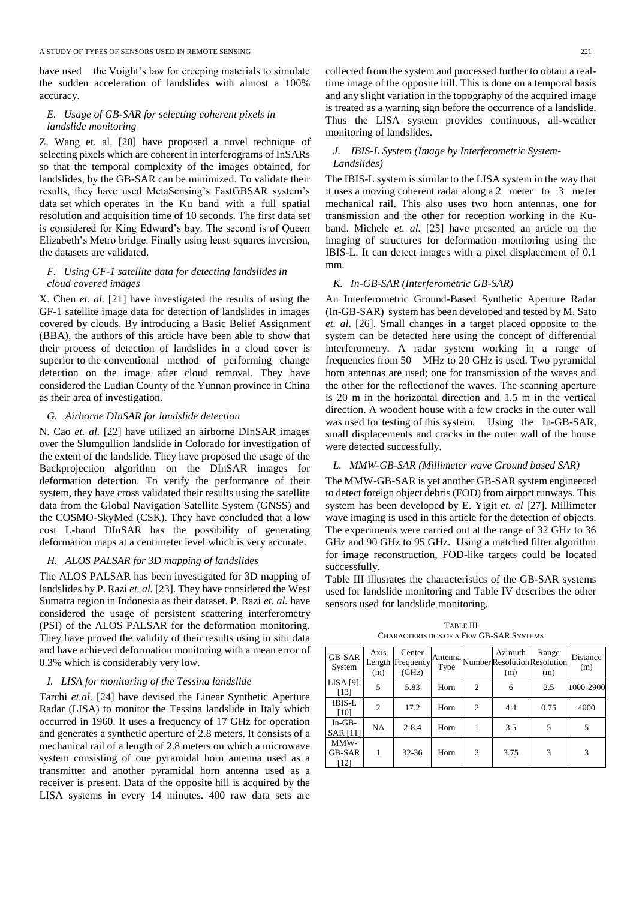have used the Voight's law for creeping materials to simulate the sudden acceleration of landslides with almost a 100% accuracy.

### *E. Usage of GB-SAR for selecting coherent pixels in landslide monitoring*

Z. Wang et. al. [20] have proposed a novel technique of selecting pixels which are coherent in interferograms of InSARs so that the temporal complexity of the images obtained, for landslides, by the GB-SAR can be minimized. To validate their results, they have used MetaSensing's FastGBSAR system's data set which operates in the Ku band with a full spatial resolution and acquisition time of 10 seconds. The first data set is considered for King Edward's bay. The second is of Queen Elizabeth's Metro bridge. Finally using least squares inversion, the datasets are validated.

### *F. Using GF-1 satellite data for detecting landslides in cloud covered images*

X. Chen *et. al.* [21] have investigated the results of using the GF-1 satellite image data for detection of landslides in images covered by clouds. By introducing a Basic Belief Assignment (BBA), the authors of this article have been able to show that their process of detection of landslides in a cloud cover is superior to the conventional method of performing change detection on the image after cloud removal. They have considered the Ludian County of the Yunnan province in China as their area of investigation.

### *G. Airborne DInSAR for landslide detection*

N. Cao *et. al.* [22] have utilized an airborne DInSAR images over the Slumgullion landslide in Colorado for investigation of the extent of the landslide. They have proposed the usage of the Backprojection algorithm on the DInSAR images for deformation detection. To verify the performance of their system, they have cross validated their results using the satellite data from the Global Navigation Satellite System (GNSS) and the COSMO-SkyMed (CSK). They have concluded that a low cost L-band DInSAR has the possibility of generating deformation maps at a centimeter level which is very accurate.

### *H. ALOS PALSAR for 3D mapping of landslides*

The ALOS PALSAR has been investigated for 3D mapping of landslides by P. Razi *et. al.* [23]. They have considered the West Sumatra region in Indonesia as their dataset. P. Razi *et. al.* have considered the usage of persistent scattering interferometry (PSI) of the ALOS PALSAR for the deformation monitoring. They have proved the validity of their results using in situ data and have achieved deformation monitoring with a mean error of 0.3% which is considerably very low.

### *I. LISA for monitoring of the Tessina landslide*

Tarchi *et.al.* [24] have devised the Linear Synthetic Aperture Radar (LISA) to monitor the Tessina landslide in Italy which occurred in 1960. It uses a frequency of 17 GHz for operation and generates a synthetic aperture of 2.8 meters. It consists of a mechanical rail of a length of 2.8 meters on which a microwave system consisting of one pyramidal horn antenna used as a transmitter and another pyramidal horn antenna used as a receiver is present. Data of the opposite hill is acquired by the LISA systems in every 14 minutes. 400 raw data sets are collected from the system and processed further to obtain a real-time image of the opposite hill. This is done on a temporal basis and any slight variation in the topography of the acquired image is treated as a warning sign before the occurrence of a landslide. Thus the LISA system provides continuous, all-weather monitoring of landslides.

### *J. IBIS-L System (Image by Interferometric System-Landslides)*

The IBIS-L system is similar to the LISA system in the way that it uses a moving coherent radar along a 2 meter to 3 meter mechanical rail. This also uses two horn antennas, one for transmission and the other for reception working in the Ku-band. Michele *et. al.* [25] have presented an article on the imaging of structures for deformation monitoring using the IBIS-L. It can detect images with a pixel displacement of 0.1 mm.

### *K. In-GB-SAR (Interferometric GB-SAR)*

An Interferometric Ground-Based Synthetic Aperture Radar (In-GB-SAR) system has been developed and tested by M. Sato *et. al*. [26]. Small changes in a target placed opposite to the system can be detected here using the concept of differential interferometry. A radar system working in a range of frequencies from 50 MHz to 20 GHz is used. Two pyramidal horn antennas are used; one for transmission of the waves and the other for the reflectionof the waves. The scanning aperture is 20 m in the horizontal direction and 1.5 m in the vertical direction. A woodent house with a few cracks in the outer wall was used for testing of this system. Using the In-GB-SAR, small displacements and cracks in the outer wall of the house were detected successfully.

### *L. MMW-GB-SAR (Millimeter wave Ground based SAR)*

The MMW-GB-SAR is yet another GB-SAR system engineered to detect foreign object debris (FOD) from airport runways. This system has been developed by E. Yigit *et. al* [27]. Millimeter wave imaging is used in this article for the detection of objects. The experiments were carried out at the range of 32 GHz to 36 GHz and 90 GHz to 95 GHz. Using a matched filter algorithm for image reconstruction, FOD-like targets could be located successfully.

Table III illusrates the characteristics of the GB-SAR systems used for landslide monitoring and Table IV describes the other sensors used for landslide monitoring.

TABLE III
CHARACTERISTICS OF A FEW GB-SAR SYSTEMS

| GB-SAR System | Axis Length (m) | Center Frequency (GHz) | Antenna Type | Number | Azimuth Resolution (m) | Range Resolution (m) | Distance (m) |
|---|---|---|---|---|---|---|---|
| LISA [9], [13] | 5 | 5.83 | Horn | 2 | 6 | 2.5 | 1000-2900 |
| IBIS-L [10] | 2 | 17.2 | Horn | 2 | 4.4 | 0.75 | 4000 |
| In-GB-SAR [11] | NA | 2-8.4 | Horn | 1 | 3.5 | 5 | 5 |
| MMW-GB-SAR [12] | 1 | 32-36 | Horn | 2 | 3.75 | 3 | 3 |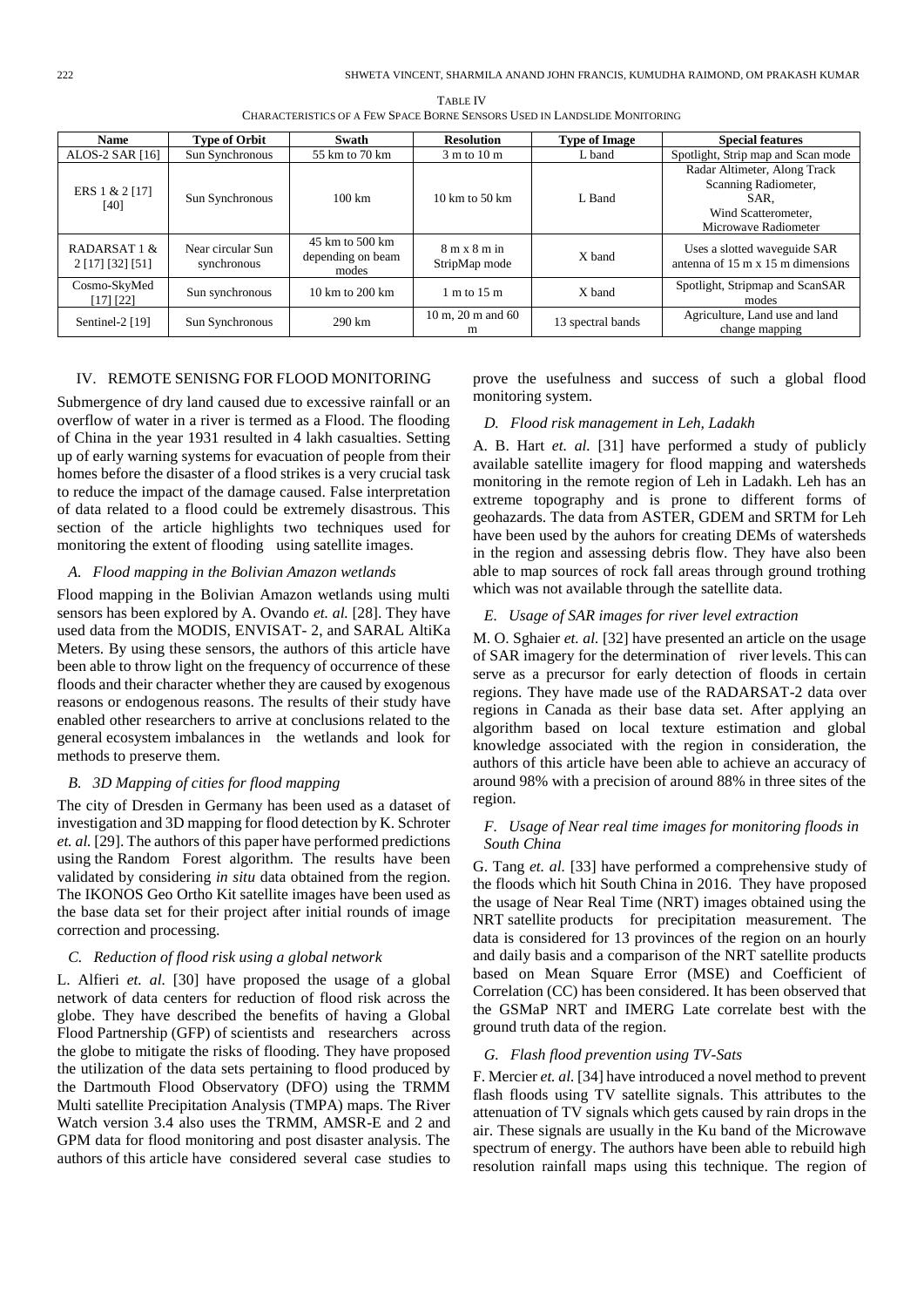TABLE IV
CHARACTERISTICS OF A FEW SPACE BORNE SENSORS USED IN LANDSLIDE MONITORING

| Name | Type of Orbit | Swath | Resolution | Type of Image | Special features |
|---|---|---|---|---|---|
| ALOS-2 SAR [16] | Sun Synchronous | 55 km to 70 km | 3 m to 10 m | L band | Spotlight, Strip map and Scan mode |
| ERS 1 & 2 [17] [40] | Sun Synchronous | 100 km | 10 km to 50 km | L Band | Radar Altimeter, Along Track Scanning Radiometer, SAR, Wind Scatterometer, Microwave Radiometer |
| RADARSAT 1 & 2 [17] [32] [51] | Near circular Sun synchronous | 45 km to 500 km depending on beam modes | 8 m x 8 m in StripMap mode | X band | Uses a slotted waveguide SAR antenna of 15 m x 15 m dimensions |
| Cosmo-SkyMed [17] [22] | Sun synchronous | 10 km to 200 km | 1 m to 15 m | X band | Spotlight, Stripmap and ScanSAR modes |
| Sentinel-2 [19] | Sun Synchronous | 290 km | 10 m, 20 m and 60 m | 13 spectral bands | Agriculture, Land use and land change mapping |

## IV. REMOTE SENISNG FOR FLOOD MONITORING

Submergence of dry land caused due to excessive rainfall or an overflow of water in a river is termed as a Flood. The flooding of China in the year 1931 resulted in 4 lakh casualties. Setting up of early warning systems for evacuation of people from their homes before the disaster of a flood strikes is a very crucial task to reduce the impact of the damage caused. False interpretation of data related to a flood could be extremely disastrous. This section of the article highlights two techniques used for monitoring the extent of flooding using satellite images.

### *A. Flood mapping in the Bolivian Amazon wetlands*

Flood mapping in the Bolivian Amazon wetlands using multi sensors has been explored by A. Ovando *et. al.* [28]. They have used data from the MODIS, ENVISAT- 2, and SARAL AltiKa Meters. By using these sensors, the authors of this article have been able to throw light on the frequency of occurrence of these floods and their character whether they are caused by exogenous reasons or endogenous reasons. The results of their study have enabled other researchers to arrive at conclusions related to the general ecosystem imbalances in the wetlands and look for methods to preserve them.

### *B. 3D Mapping of cities for flood mapping*

The city of Dresden in Germany has been used as a dataset of investigation and 3D mapping for flood detection by K. Schroter *et. al.* [29]. The authors of this paper have performed predictions using the Random Forest algorithm. The results have been validated by considering *in situ* data obtained from the region. The IKONOS Geo Ortho Kit satellite images have been used as the base data set for their project after initial rounds of image correction and processing.

### *C. Reduction of flood risk using a global network*

L. Alfieri *et. al.* [30] have proposed the usage of a global network of data centers for reduction of flood risk across the globe. They have described the benefits of having a Global Flood Partnership (GFP) of scientists and researchers across the globe to mitigate the risks of flooding. They have proposed the utilization of the data sets pertaining to flood produced by the Dartmouth Flood Observatory (DFO) using the TRMM Multi satellite Precipitation Analysis (TMPA) maps. The River Watch version 3.4 also uses the TRMM, AMSR-E and 2 and GPM data for flood monitoring and post disaster analysis. The authors of this article have considered several case studies to prove the usefulness and success of such a global flood monitoring system.

### *D. Flood risk management in Leh, Ladakh*

A. B. Hart *et. al.* [31] have performed a study of publicly available satellite imagery for flood mapping and watersheds monitoring in the remote region of Leh in Ladakh. Leh has an extreme topography and is prone to different forms of geohazards. The data from ASTER, GDEM and SRTM for Leh have been used by the auhors for creating DEMs of watersheds in the region and assessing debris flow. They have also been able to map sources of rock fall areas through ground trothing which was not available through the satellite data.

### *E. Usage of SAR images for river level extraction*

M. O. Sghaier *et. al.* [32] have presented an article on the usage of SAR imagery for the determination of river levels. This can serve as a precursor for early detection of floods in certain regions. They have made use of the RADARSAT-2 data over regions in Canada as their base data set. After applying an algorithm based on local texture estimation and global knowledge associated with the region in consideration, the authors of this article have been able to achieve an accuracy of around 98% with a precision of around 88% in three sites of the region.

### *F. Usage of Near real time images for monitoring floods in South China*

G. Tang *et. al.* [33] have performed a comprehensive study of the floods which hit South China in 2016. They have proposed the usage of Near Real Time (NRT) images obtained using the NRT satellite products for precipitation measurement. The data is considered for 13 provinces of the region on an hourly and daily basis and a comparison of the NRT satellite products based on Mean Square Error (MSE) and Coefficient of Correlation (CC) has been considered. It has been observed that the GSMaP NRT and IMERG Late correlate best with the ground truth data of the region.

### *G. Flash flood prevention using TV-Sats*

F. Mercier *et. al.* [34] have introduced a novel method to prevent flash floods using TV satellite signals. This attributes to the attenuation of TV signals which gets caused by rain drops in the air. These signals are usually in the Ku band of the Microwave spectrum of energy. The authors have been able to rebuild high resolution rainfall maps using this technique. The region of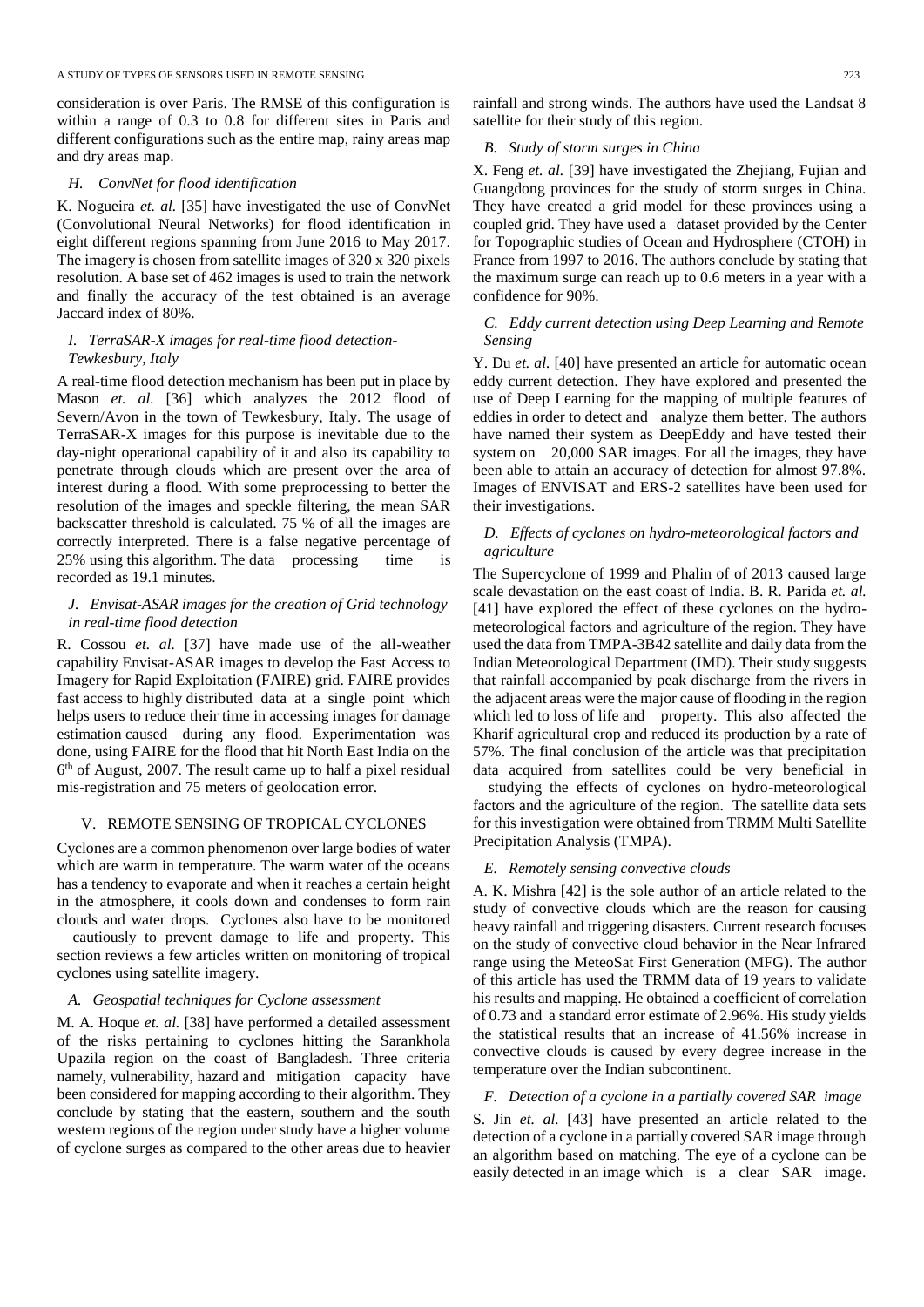consideration is over Paris. The RMSE of this configuration is within a range of 0.3 to 0.8 for different sites in Paris and different configurations such as the entire map, rainy areas map and dry areas map.

### *H. ConvNet for flood identification*

K. Nogueira *et. al.* [35] have investigated the use of ConvNet (Convolutional Neural Networks) for flood identification in eight different regions spanning from June 2016 to May 2017. The imagery is chosen from satellite images of 320 x 320 pixels resolution. A base set of 462 images is used to train the network and finally the accuracy of the test obtained is an average Jaccard index of 80%.

### *I. TerraSAR-X images for real-time flood detection- Tewkesbury, Italy*

A real-time flood detection mechanism has been put in place by Mason *et. al.* [36] which analyzes the 2012 flood of Severn/Avon in the town of Tewkesbury, Italy. The usage of TerraSAR-X images for this purpose is inevitable due to the day-night operational capability of it and also its capability to penetrate through clouds which are present over the area of interest during a flood. With some preprocessing to better the resolution of the images and speckle filtering, the mean SAR backscatter threshold is calculated. 75 % of all the images are correctly interpreted. There is a false negative percentage of 25% using this algorithm. The data processing time is recorded as 19.1 minutes.

### *J. Envisat-ASAR images for the creation of Grid technology in real-time flood detection*

R. Cossou *et. al.* [37] have made use of the all-weather capability Envisat-ASAR images to develop the Fast Access to Imagery for Rapid Exploitation (FAIRE) grid. FAIRE provides fast access to highly distributed data at a single point which helps users to reduce their time in accessing images for damage estimation caused during any flood. Experimentation was done, using FAIRE for the flood that hit North East India on the 6th of August, 2007. The result came up to half a pixel residual mis-registration and 75 meters of geolocation error.

## V. REMOTE SENSING OF TROPICAL CYCLONES

Cyclones are a common phenomenon over large bodies of water which are warm in temperature. The warm water of the oceans has a tendency to evaporate and when it reaches a certain height in the atmosphere, it cools down and condenses to form rain clouds and water drops. Cyclones also have to be monitored cautiously to prevent damage to life and property. This section reviews a few articles written on monitoring of tropical cyclones using satellite imagery.

### *A. Geospatial techniques for Cyclone assessment*

M. A. Hoque *et. al.* [38] have performed a detailed assessment of the risks pertaining to cyclones hitting the Sarankhola Upazila region on the coast of Bangladesh. Three criteria namely, vulnerability, hazard and mitigation capacity have been considered for mapping according to their algorithm. They conclude by stating that the eastern, southern and the south western regions of the region under study have a higher volume of cyclone surges as compared to the other areas due to heavier rainfall and strong winds. The authors have used the Landsat 8 satellite for their study of this region.

### *B. Study of storm surges in China*

X. Feng *et. al.* [39] have investigated the Zhejiang, Fujian and Guangdong provinces for the study of storm surges in China. They have created a grid model for these provinces using a coupled grid. They have used a dataset provided by the Center for Topographic studies of Ocean and Hydrosphere (CTOH) in France from 1997 to 2016. The authors conclude by stating that the maximum surge can reach up to 0.6 meters in a year with a confidence for 90%.

### *C. Eddy current detection using Deep Learning and Remote Sensing*

Y. Du *et. al.* [40] have presented an article for automatic ocean eddy current detection. They have explored and presented the use of Deep Learning for the mapping of multiple features of eddies in order to detect and analyze them better. The authors have named their system as DeepEddy and have tested their system on 20,000 SAR images. For all the images, they have been able to attain an accuracy of detection for almost 97.8%. Images of ENVISAT and ERS-2 satellites have been used for their investigations.

### *D. Effects of cyclones on hydro-meteorological factors and agriculture*

The Supercyclone of 1999 and Phalin of of 2013 caused large scale devastation on the east coast of India. B. R. Parida *et. al.* [41] have explored the effect of these cyclones on the hydro-meteorological factors and agriculture of the region. They have used the data from TMPA-3B42 satellite and daily data from the Indian Meteorological Department (IMD). Their study suggests that rainfall accompanied by peak discharge from the rivers in the adjacent areas were the major cause of flooding in the region which led to loss of life and property. This also affected the Kharif agricultural crop and reduced its production by a rate of 57%. The final conclusion of the article was that precipitation data acquired from satellites could be very beneficial in studying the effects of cyclones on hydro-meteorological factors and the agriculture of the region. The satellite data sets for this investigation were obtained from TRMM Multi Satellite Precipitation Analysis (TMPA).

### *E. Remotely sensing convective clouds*

A. K. Mishra [42] is the sole author of an article related to the study of convective clouds which are the reason for causing heavy rainfall and triggering disasters. Current research focuses on the study of convective cloud behavior in the Near Infrared range using the MeteoSat First Generation (MFG). The author of this article has used the TRMM data of 19 years to validate his results and mapping. He obtained a coefficient of correlation of 0.73 and a standard error estimate of 2.96%. His study yields the statistical results that an increase of 41.56% increase in convective clouds is caused by every degree increase in the temperature over the Indian subcontinent.

### *F. Detection of a cyclone in a partially covered SAR image*

S. Jin *et. al.* [43] have presented an article related to the detection of a cyclone in a partially covered SAR image through an algorithm based on matching. The eye of a cyclone can be easily detected in an image which is a clear SAR image.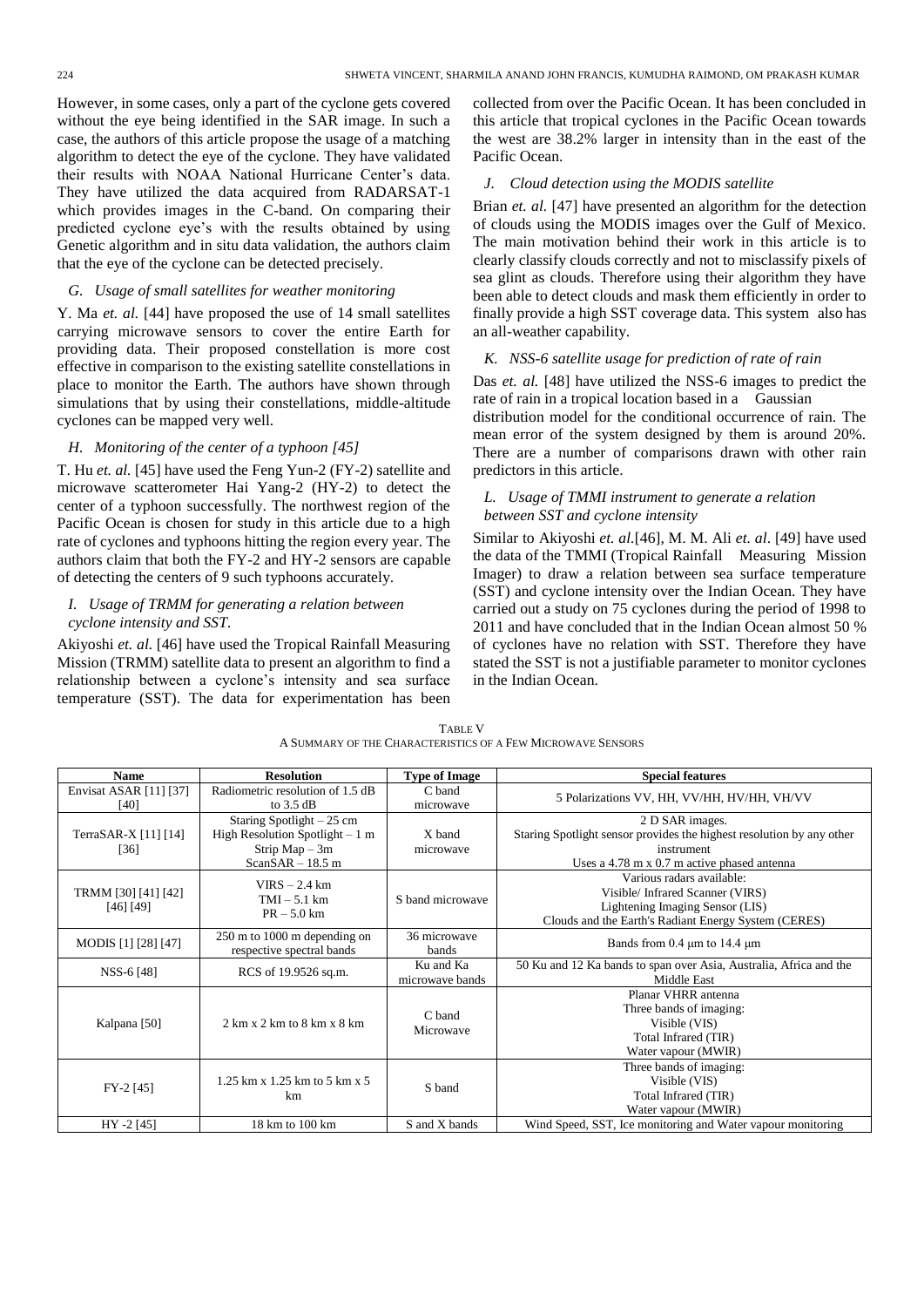However, in some cases, only a part of the cyclone gets covered without the eye being identified in the SAR image. In such a case, the authors of this article propose the usage of a matching algorithm to detect the eye of the cyclone. They have validated their results with NOAA National Hurricane Center's data. They have utilized the data acquired from RADARSAT-1 which provides images in the C-band. On comparing their predicted cyclone eye's with the results obtained by using Genetic algorithm and in situ data validation, the authors claim that the eye of the cyclone can be detected precisely.

### *G. Usage of small satellites for weather monitoring*

Y. Ma *et. al.* [44] have proposed the use of 14 small satellites carrying microwave sensors to cover the entire Earth for providing data. Their proposed constellation is more cost effective in comparison to the existing satellite constellations in place to monitor the Earth. The authors have shown through simulations that by using their constellations, middle-altitude cyclones can be mapped very well.

### *H. Monitoring of the center of a typhoon [45]*

T. Hu *et. al.* [45] have used the Feng Yun-2 (FY-2) satellite and microwave scatterometer Hai Yang-2 (HY-2) to detect the center of a typhoon successfully. The northwest region of the Pacific Ocean is chosen for study in this article due to a high rate of cyclones and typhoons hitting the region every year. The authors claim that both the FY-2 and HY-2 sensors are capable of detecting the centers of 9 such typhoons accurately.

### *I. Usage of TRMM for generating a relation between cyclone intensity and SST.*

Akiyoshi *et. al.* [46] have used the Tropical Rainfall Measuring Mission (TRMM) satellite data to present an algorithm to find a relationship between a cyclone's intensity and sea surface temperature (SST). The data for experimentation has been collected from over the Pacific Ocean. It has been concluded in this article that tropical cyclones in the Pacific Ocean towards the west are 38.2% larger in intensity than in the east of the Pacific Ocean.

### *J. Cloud detection using the MODIS satellite*

Brian *et. al.* [47] have presented an algorithm for the detection of clouds using the MODIS images over the Gulf of Mexico. The main motivation behind their work in this article is to clearly classify clouds correctly and not to misclassify pixels of sea glint as clouds. Therefore using their algorithm they have been able to detect clouds and mask them efficiently in order to finally provide a high SST coverage data. This system also has an all-weather capability.

### *K. NSS-6 satellite usage for prediction of rate of rain*

Das *et. al.* [48] have utilized the NSS-6 images to predict the rate of rain in a tropical location based in a Gaussian distribution model for the conditional occurrence of rain. The mean error of the system designed by them is around 20%. There are a number of comparisons drawn with other rain predictors in this article.

### *L. Usage of TMMI instrument to generate a relation between SST and cyclone intensity*

Similar to Akiyoshi *et. al.*[46], M. M. Ali *et. al*. [49] have used the data of the TMMI (Tropical Rainfall Measuring Mission Imager) to draw a relation between sea surface temperature (SST) and cyclone intensity over the Indian Ocean. They have carried out a study on 75 cyclones during the period of 1998 to 2011 and have concluded that in the Indian Ocean almost 50 % of cyclones have no relation with SST. Therefore they have stated the SST is not a justifiable parameter to monitor cyclones in the Indian Ocean.

TABLE V
A SUMMARY OF THE CHARACTERISTICS OF A FEW MICROWAVE SENSORS

| Name | Resolution | Type of Image | Special features |
|---|---|---|---|
| Envisat ASAR [11] [37] [40] | Radiometric resolution of 1.5 dB to 3.5 dB | C band microwave | 5 Polarizations VV, HH, VV/HH, HV/HH, VH/VV |
| TerraSAR-X [11] [14] [36] | Staring Spotlight – 25 cm<br>High Resolution Spotlight – 1 m<br>Strip Map – 3m<br>ScanSAR – 18.5 m | X band microwave | 2 D SAR images.<br>Staring Spotlight sensor provides the highest resolution by any other instrument<br>Uses a 4.78 m x 0.7 m active phased antenna |
| TRMM [30] [41] [42] [46] [49] | VIRS – 2.4 km<br>TMI – 5.1 km<br>PR – 5.0 km | S band microwave | Various radars available:<br>Visible/ Infrared Scanner (VIRS)<br>Lightening Imaging Sensor (LIS)<br>Clouds and the Earth's Radiant Energy System (CERES) |
| MODIS [1] [28] [47] | 250 m to 1000 m depending on respective spectral bands | 36 microwave bands | Bands from 0.4 µm to 14.4 µm |
| NSS-6 [48] | RCS of 19.9526 sq.m. | Ku and Ka microwave bands | 50 Ku and 12 Ka bands to span over Asia, Australia, Africa and the Middle East |
| Kalpana [50] | 2 km x 2 km to 8 km x 8 km | C band Microwave | Planar VHRR antenna<br>Three bands of imaging:<br>Visible (VIS)<br>Total Infrared (TIR)<br>Water vapour (MWIR) |
| FY-2 [45] | 1.25 km x 1.25 km to 5 km x 5 km | S band | Three bands of imaging:<br>Visible (VIS)<br>Total Infrared (TIR)<br>Water vapour (MWIR) |
| HY -2 [45] | 18 km to 100 km | S and X bands | Wind Speed, SST, Ice monitoring and Water vapour monitoring |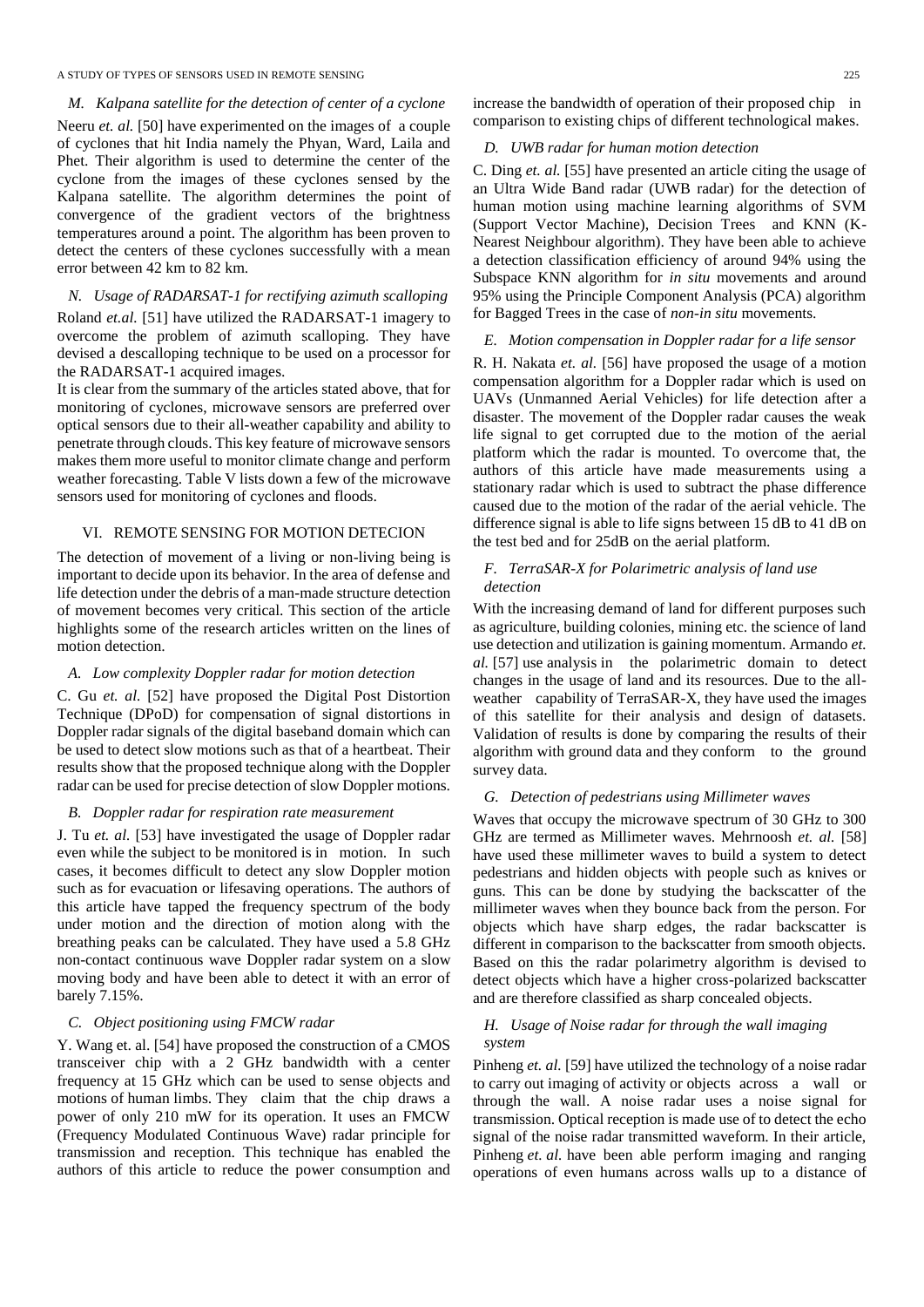### M. Kalpana satellite for the detection of center of a cyclone

Neeru *et. al.* [50] have experimented on the images of a couple of cyclones that hit India namely the Phyan, Ward, Laila and Phet. Their algorithm is used to determine the center of the cyclone from the images of these cyclones sensed by the Kalpana satellite. The algorithm determines the point of convergence of the gradient vectors of the brightness temperatures around a point. The algorithm has been proven to detect the centers of these cyclones successfully with a mean error between 42 km to 82 km.

### N. Usage of RADARSAT-1 for rectifying azimuth scalloping

Roland *et.al.* [51] have utilized the RADARSAT-1 imagery to overcome the problem of azimuth scalloping. They have devised a descalloping technique to be used on a processor for the RADARSAT-1 acquired images.

It is clear from the summary of the articles stated above, that for monitoring of cyclones, microwave sensors are preferred over optical sensors due to their all-weather capability and ability to penetrate through clouds. This key feature of microwave sensors makes them more useful to monitor climate change and perform weather forecasting. Table V lists down a few of the microwave sensors used for monitoring of cyclones and floods.

## VI. REMOTE SENSING FOR MOTION DETECION

The detection of movement of a living or non-living being is important to decide upon its behavior. In the area of defense and life detection under the debris of a man-made structure detection of movement becomes very critical. This section of the article highlights some of the research articles written on the lines of motion detection.

### A. Low complexity Doppler radar for motion detection

C. Gu *et. al.* [52] have proposed the Digital Post Distortion Technique (DPoD) for compensation of signal distortions in Doppler radar signals of the digital baseband domain which can be used to detect slow motions such as that of a heartbeat. Their results show that the proposed technique along with the Doppler radar can be used for precise detection of slow Doppler motions.

### B. Doppler radar for respiration rate measurement

J. Tu *et. al.* [53] have investigated the usage of Doppler radar even while the subject to be monitored is in motion. In such cases, it becomes difficult to detect any slow Doppler motion such as for evacuation or lifesaving operations. The authors of this article have tapped the frequency spectrum of the body under motion and the direction of motion along with the breathing peaks can be calculated. They have used a 5.8 GHz non-contact continuous wave Doppler radar system on a slow moving body and have been able to detect it with an error of barely 7.15%.

### C. Object positioning using FMCW radar

Y. Wang et. al. [54] have proposed the construction of a CMOS transceiver chip with a 2 GHz bandwidth with a center frequency at 15 GHz which can be used to sense objects and motions of human limbs. They claim that the chip draws a power of only 210 mW for its operation. It uses an FMCW (Frequency Modulated Continuous Wave) radar principle for transmission and reception. This technique has enabled the authors of this article to reduce the power consumption and increase the bandwidth of operation of their proposed chip in comparison to existing chips of different technological makes.

### D. UWB radar for human motion detection

C. Ding *et. al.* [55] have presented an article citing the usage of an Ultra Wide Band radar (UWB radar) for the detection of human motion using machine learning algorithms of SVM (Support Vector Machine), Decision Trees and KNN (K-Nearest Neighbour algorithm). They have been able to achieve a detection classification efficiency of around 94% using the Subspace KNN algorithm for *in situ* movements and around 95% using the Principle Component Analysis (PCA) algorithm for Bagged Trees in the case of *non-in situ* movements.

### E. Motion compensation in Doppler radar for a life sensor

R. H. Nakata *et. al.* [56] have proposed the usage of a motion compensation algorithm for a Doppler radar which is used on UAVs (Unmanned Aerial Vehicles) for life detection after a disaster. The movement of the Doppler radar causes the weak life signal to get corrupted due to the motion of the aerial platform which the radar is mounted. To overcome that, the authors of this article have made measurements using a stationary radar which is used to subtract the phase difference caused due to the motion of the radar of the aerial vehicle. The difference signal is able to life signs between 15 dB to 41 dB on the test bed and for 25dB on the aerial platform.

### F. TerraSAR-X for Polarimetric analysis of land use detection

With the increasing demand of land for different purposes such as agriculture, building colonies, mining etc. the science of land use detection and utilization is gaining momentum. Armando *et. al.* [57] use analysis in the polarimetric domain to detect changes in the usage of land and its resources. Due to the all-weather capability of TerraSAR-X, they have used the images of this satellite for their analysis and design of datasets. Validation of results is done by comparing the results of their algorithm with ground data and they conform to the ground survey data.

### G. Detection of pedestrians using Millimeter waves

Waves that occupy the microwave spectrum of 30 GHz to 300 GHz are termed as Millimeter waves. Mehrnoosh *et. al.* [58] have used these millimeter waves to build a system to detect pedestrians and hidden objects with people such as knives or guns. This can be done by studying the backscatter of the millimeter waves when they bounce back from the person. For objects which have sharp edges, the radar backscatter is different in comparison to the backscatter from smooth objects. Based on this the radar polarimetry algorithm is devised to detect objects which have a higher cross-polarized backscatter and are therefore classified as sharp concealed objects.

### H. Usage of Noise radar for through the wall imaging system

Pinheng *et. al.* [59] have utilized the technology of a noise radar to carry out imaging of activity or objects across a wall or through the wall. A noise radar uses a noise signal for transmission. Optical reception is made use of to detect the echo signal of the noise radar transmitted waveform. In their article, Pinheng *et. al.* have been able perform imaging and ranging operations of even humans across walls up to a distance of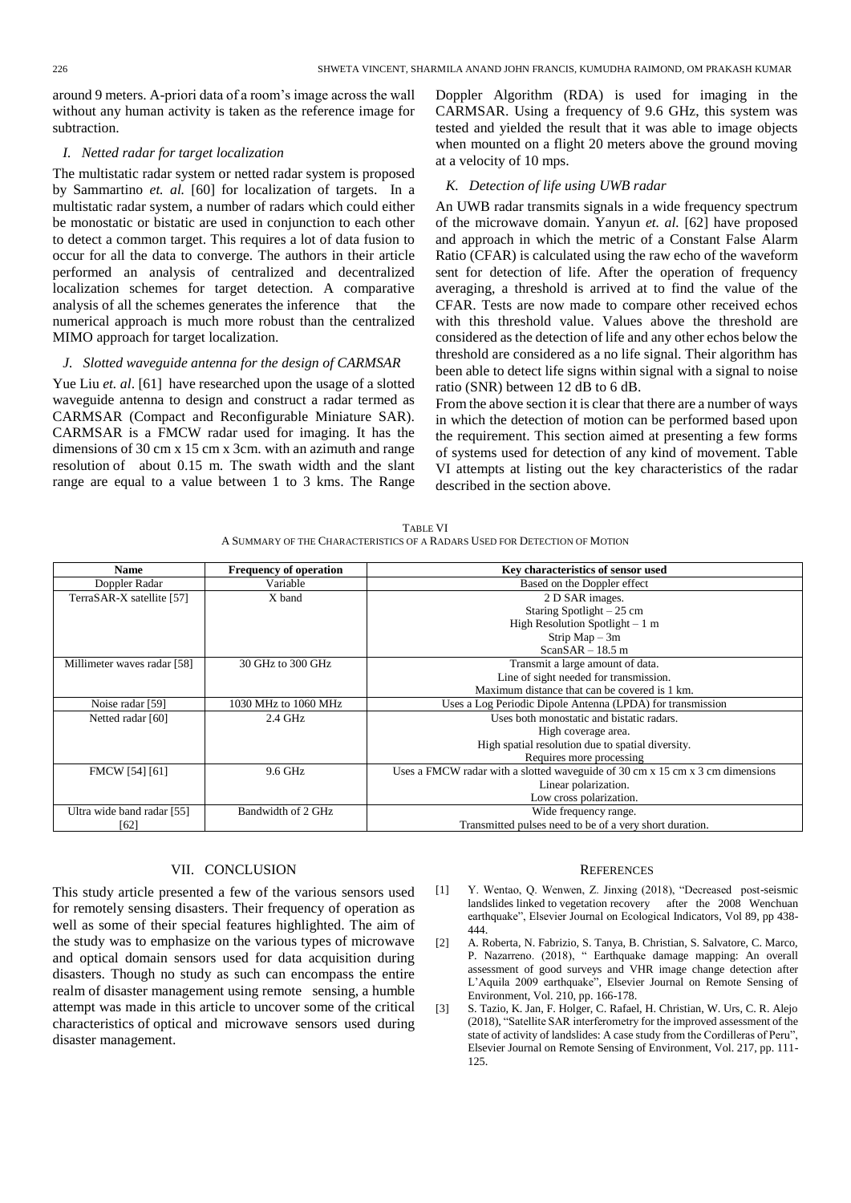around 9 meters. A-priori data of a room's image across the wall without any human activity is taken as the reference image for subtraction.

### *I. Netted radar for target localization*

The multistatic radar system or netted radar system is proposed by Sammartino *et. al.* [60] for localization of targets. In a multistatic radar system, a number of radars which could either be monostatic or bistatic are used in conjunction to each other to detect a common target. This requires a lot of data fusion to occur for all the data to converge. The authors in their article performed an analysis of centralized and decentralized localization schemes for target detection. A comparative analysis of all the schemes generates the inference that the numerical approach is much more robust than the centralized MIMO approach for target localization.

### *J. Slotted waveguide antenna for the design of CARMSAR*

Yue Liu *et. al*. [61] have researched upon the usage of a slotted waveguide antenna to design and construct a radar termed as CARMSAR (Compact and Reconfigurable Miniature SAR). CARMSAR is a FMCW radar used for imaging. It has the dimensions of 30 cm x 15 cm x 3cm. with an azimuth and range resolution of about 0.15 m. The swath width and the slant range are equal to a value between 1 to 3 kms. The Range Doppler Algorithm (RDA) is used for imaging in the CARMSAR. Using a frequency of 9.6 GHz, this system was tested and yielded the result that it was able to image objects when mounted on a flight 20 meters above the ground moving at a velocity of 10 mps.

### *K. Detection of life using UWB radar*

An UWB radar transmits signals in a wide frequency spectrum of the microwave domain. Yanyun *et. al.* [62] have proposed and approach in which the metric of a Constant False Alarm Ratio (CFAR) is calculated using the raw echo of the waveform sent for detection of life. After the operation of frequency averaging, a threshold is arrived at to find the value of the CFAR. Tests are now made to compare other received echos with this threshold value. Values above the threshold are considered as the detection of life and any other echos below the threshold are considered as a no life signal. Their algorithm has been able to detect life signs within signal with a signal to noise ratio (SNR) between 12 dB to 6 dB.

From the above section it is clear that there are a number of ways in which the detection of motion can be performed based upon the requirement. This section aimed at presenting a few forms of systems used for detection of any kind of movement. Table VI attempts at listing out the key characteristics of the radar described in the section above.

TABLE VI
A SUMMARY OF THE CHARACTERISTICS OF A RADARS USED FOR DETECTION OF MOTION

| Name | Frequency of operation | Key characteristics of sensor used |
|---|---|---|
| Doppler Radar | Variable | Based on the Doppler effect |
| TerraSAR-X satellite [57] | X band | 2 D SAR images.<br>Staring Spotlight – 25 cm<br>High Resolution Spotlight – 1 m<br>Strip Map – 3m<br>ScanSAR – 18.5 m |
| Millimeter waves radar [58] | 30 GHz to 300 GHz | Transmit a large amount of data.<br>Line of sight needed for transmission.<br>Maximum distance that can be covered is 1 km. |
| Noise radar [59] | 1030 MHz to 1060 MHz | Uses a Log Periodic Dipole Antenna (LPDA) for transmission |
| Netted radar [60] | 2.4 GHz | Uses both monostatic and bistatic radars.<br>High coverage area.<br>High spatial resolution due to spatial diversity.<br>Requires more processing |
| FMCW [54] [61] | 9.6 GHz | Uses a FMCW radar with a slotted waveguide of 30 cm x 15 cm x 3 cm dimensions<br>Linear polarization.<br>Low cross polarization. |
| Ultra wide band radar [55] [62] | Bandwidth of 2 GHz | Wide frequency range.<br>Transmitted pulses need to be of a very short duration. |

## VII. CONCLUSION

This study article presented a few of the various sensors used for remotely sensing disasters. Their frequency of operation as well as some of their special features highlighted. The aim of the study was to emphasize on the various types of microwave and optical domain sensors used for data acquisition during disasters. Though no study as such can encompass the entire realm of disaster management using remote sensing, a humble attempt was made in this article to uncover some of the critical characteristics of optical and microwave sensors used during disaster management.

## REFERENCES

[1] Y. Wentao, Q. Wenwen, Z. Jinxing (2018), "Decreased post-seismic landslides linked to vegetation recovery after the 2008 Wenchuan earthquake", Elsevier Journal on Ecological Indicators, Vol 89, pp 438-444.

[2] A. Roberta, N. Fabrizio, S. Tanya, B. Christian, S. Salvatore, C. Marco, P. Nazarreno. (2018), " Earthquake damage mapping: An overall assessment of good surveys and VHR image change detection after L'Aquila 2009 earthquake", Elsevier Journal on Remote Sensing of Environment, Vol. 210, pp. 166-178.

[3] S. Tazio, K. Jan, F. Holger, C. Rafael, H. Christian, W. Urs, C. R. Alejo (2018), "Satellite SAR interferometry for the improved assessment of the state of activity of landslides: A case study from the Cordilleras of Peru", Elsevier Journal on Remote Sensing of Environment, Vol. 217, pp. 111-125.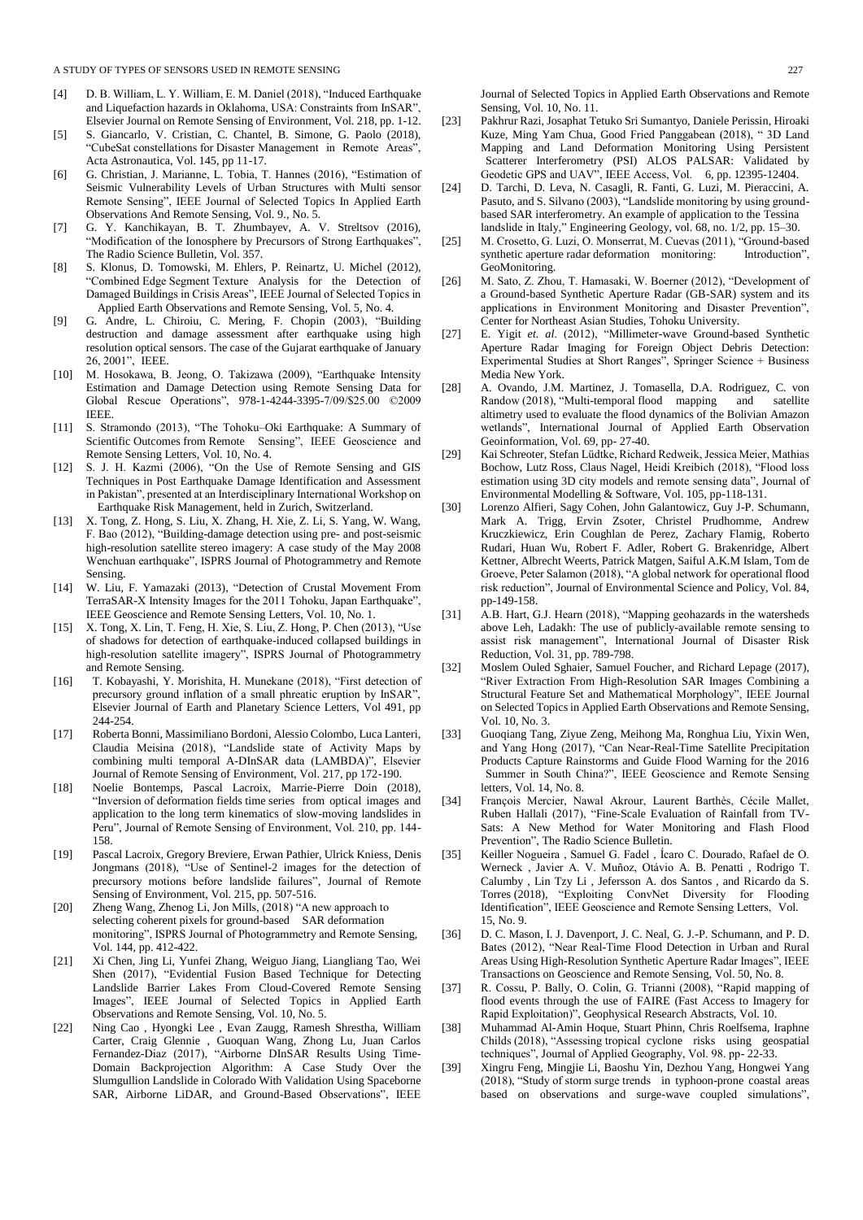[4] D. B. William, L. Y. William, E. M. Daniel (2018), "Induced Earthquake and Liquefaction hazards in Oklahoma, USA: Constraints from InSAR", Elsevier Journal on Remote Sensing of Environment, Vol. 218, pp. 1-12.

[5] S. Giancarlo, V. Cristian, C. Chantel, B. Simone, G. Paolo (2018), "CubeSat constellations for Disaster Management in Remote Areas", Acta Astronautica, Vol. 145, pp 11-17.

[6] G. Christian, J. Marianne, L. Tobia, T. Hannes (2016), "Estimation of Seismic Vulnerability Levels of Urban Structures with Multi sensor Remote Sensing", IEEE Journal of Selected Topics In Applied Earth Observations And Remote Sensing, Vol. 9., No. 5.

[7] G. Y. Kanchikayan, B. T. Zhumbayev, A. V. Streltsov (2016), "Modification of the Ionosphere by Precursors of Strong Earthquakes", The Radio Science Bulletin, Vol. 357.

[8] S. Klonus, D. Tomowski, M. Ehlers, P. Reinartz, U. Michel (2012), "Combined Edge Segment Texture Analysis for the Detection of Damaged Buildings in Crisis Areas", IEEE Journal of Selected Topics in Applied Earth Observations and Remote Sensing, Vol. 5, No. 4.

[9] G. Andre, L. Chiroiu, C. Mering, F. Chopin (2003), "Building destruction and damage assessment after earthquake using high resolution optical sensors. The case of the Gujarat earthquake of January 26, 2001", IEEE.

[10] M. Hosokawa, B. Jeong, O. Takizawa (2009), "Earthquake Intensity Estimation and Damage Detection using Remote Sensing Data for Global Rescue Operations", 978-1-4244-3395-7/09/$25.00 ©2009 IEEE.

[11] S. Stramondo (2013), "The Tohoku–Oki Earthquake: A Summary of Scientific Outcomes from Remote Sensing", IEEE Geoscience and Remote Sensing Letters, Vol. 10, No. 4.

[12] S. J. H. Kazmi (2006), "On the Use of Remote Sensing and GIS Techniques in Post Earthquake Damage Identification and Assessment in Pakistan", presented at an Interdisciplinary International Workshop on Earthquake Risk Management, held in Zurich, Switzerland.

[13] X. Tong, Z. Hong, S. Liu, X. Zhang, H. Xie, Z. Li, S. Yang, W. Wang, F. Bao (2012), "Building-damage detection using pre- and post-seismic high-resolution satellite stereo imagery: A case study of the May 2008 Wenchuan earthquake", ISPRS Journal of Photogrammetry and Remote Sensing.

[14] W. Liu, F. Yamazaki (2013), "Detection of Crustal Movement From TerraSAR-X Intensity Images for the 2011 Tohoku, Japan Earthquake", IEEE Geoscience and Remote Sensing Letters, Vol. 10, No. 1.

[15] X. Tong, X. Lin, T. Feng, H. Xie, S. Liu, Z. Hong, P. Chen (2013), "Use of shadows for detection of earthquake-induced collapsed buildings in high-resolution satellite imagery", ISPRS Journal of Photogrammetry and Remote Sensing.

[16] T. Kobayashi, Y. Morishita, H. Munekane (2018), "First detection of precursory ground inflation of a small phreatic eruption by InSAR", Elsevier Journal of Earth and Planetary Science Letters, Vol 491, pp 244-254.

[17] Roberta Bonni, Massimiliano Bordoni, Alessio Colombo, Luca Lanteri, Claudia Meisina (2018), "Landslide state of Activity Maps by combining multi temporal A-DInSAR data (LAMBDA)", Elsevier Journal of Remote Sensing of Environment, Vol. 217, pp 172-190.

[18] Noelie Bontemps, Pascal Lacroix, Marrie-Pierre Doin (2018), "Inversion of deformation fields time series from optical images and application to the long term kinematics of slow-moving landslides in Peru", Journal of Remote Sensing of Environment, Vol. 210, pp. 144-158.

[19] Pascal Lacroix, Gregory Breviere, Erwan Pathier, Ulrick Kniess, Denis Jongmans (2018), "Use of Sentinel-2 images for the detection of precursory motions before landslide failures", Journal of Remote Sensing of Environment, Vol. 215, pp. 507-516.

[20] Zheng Wang, Zhenog Li, Jon Mills, (2018) "A new approach to selecting coherent pixels for ground-based SAR deformation monitoring", ISPRS Journal of Photogrammetry and Remote Sensing, Vol. 144, pp. 412-422.

[21] Xi Chen, Jing Li, Yunfei Zhang, Weiguo Jiang, Liangliang Tao, Wei Shen (2017), "Evidential Fusion Based Technique for Detecting Landslide Barrier Lakes From Cloud-Covered Remote Sensing Images", IEEE Journal of Selected Topics in Applied Earth Observations and Remote Sensing, Vol. 10, No. 5.

[22] Ning Cao , Hyongki Lee , Evan Zaugg, Ramesh Shrestha, William Carter, Craig Glennie , Guoquan Wang, Zhong Lu, Juan Carlos Fernandez-Diaz (2017), "Airborne DInSAR Results Using Time-Domain Backprojection Algorithm: A Case Study Over the Slumgullion Landslide in Colorado With Validation Using Spaceborne SAR, Airborne LiDAR, and Ground-Based Observations", IEEE Journal of Selected Topics in Applied Earth Observations and Remote Sensing, Vol. 10, No. 11.

[23] Pakhrur Razi, Josaphat Tetuko Sri Sumantyo, Daniele Perissin, Hiroaki Kuze, Ming Yam Chua, Good Fried Panggabean (2018), " 3D Land Mapping and Land Deformation Monitoring Using Persistent Scatterer Interferometry (PSI) ALOS PALSAR: Validated by Geodetic GPS and UAV", IEEE Access, Vol. 6, pp. 12395-12404.

[24] D. Tarchi, D. Leva, N. Casagli, R. Fanti, G. Luzi, M. Pieraccini, A. Pasuto, and S. Silvano (2003), "Landslide monitoring by using ground-based SAR interferometry. An example of application to the Tessina landslide in Italy," Engineering Geology, vol. 68, no. 1/2, pp. 15–30.

[25] M. Crosetto, G. Luzi, O. Monserrat, M. Cuevas (2011), "Ground-based synthetic aperture radar deformation monitoring: Introduction", GeoMonitoring.

[26] M. Sato, Z. Zhou, T. Hamasaki, W. Boerner (2012), "Development of a Ground-based Synthetic Aperture Radar (GB-SAR) system and its applications in Environment Monitoring and Disaster Prevention", Center for Northeast Asian Studies, Tohoku University.

[27] E. Yigit *et. al*. (2012), "Millimeter-wave Ground-based Synthetic Aperture Radar Imaging for Foreign Object Debris Detection: Experimental Studies at Short Ranges", Springer Science + Business Media New York.

[28] A. Ovando, J.M. Martinez, J. Tomasella, D.A. Rodriguez, C. von Randow (2018), "Multi-temporal flood mapping and satellite altimetry used to evaluate the flood dynamics of the Bolivian Amazon wetlands", International Journal of Applied Earth Observation Geoinformation, Vol. 69, pp- 27-40.

[29] Kai Schreoter, Stefan Lüdtke, Richard Redweik, Jessica Meier, Mathias Bochow, Lutz Ross, Claus Nagel, Heidi Kreibich (2018), "Flood loss estimation using 3D city models and remote sensing data", Journal of Environmental Modelling & Software, Vol. 105, pp-118-131.

[30] Lorenzo Alfieri, Sagy Cohen, John Galantowicz, Guy J-P. Schumann, Mark A. Trigg, Ervin Zsoter, Christel Prudhomme, Andrew Kruczkiewicz, Erin Coughlan de Perez, Zachary Flamig, Roberto Rudari, Huan Wu, Robert F. Adler, Robert G. Brakenridge, Albert Kettner, Albrecht Weerts, Patrick Matgen, Saiful A.K.M Islam, Tom de Groeve, Peter Salamon (2018), "A global network for operational flood risk reduction", Journal of Environmental Science and Policy, Vol. 84, pp-149-158.

[31] A.B. Hart, G.J. Hearn (2018), "Mapping geohazards in the watersheds above Leh, Ladakh: The use of publicly-available remote sensing to assist risk management", International Journal of Disaster Risk Reduction, Vol. 31, pp. 789-798.

[32] Moslem Ouled Sghaier, Samuel Foucher, and Richard Lepage (2017), "River Extraction From High-Resolution SAR Images Combining a Structural Feature Set and Mathematical Morphology", IEEE Journal on Selected Topics in Applied Earth Observations and Remote Sensing, Vol. 10, No. 3.

[33] Guoqiang Tang, Ziyue Zeng, Meihong Ma, Ronghua Liu, Yixin Wen, and Yang Hong (2017), "Can Near-Real-Time Satellite Precipitation Products Capture Rainstorms and Guide Flood Warning for the 2016 Summer in South China?", IEEE Geoscience and Remote Sensing letters, Vol. 14, No. 8.

[34] François Mercier, Nawal Akrour, Laurent Barthès, Cécile Mallet, Ruben Hallali (2017), "Fine-Scale Evaluation of Rainfall from TV-Sats: A New Method for Water Monitoring and Flash Flood Prevention", The Radio Science Bulletin.

[35] Keiller Nogueira , Samuel G. Fadel , Ícaro C. Dourado, Rafael de O. Werneck , Javier A. V. Muñoz, Otávio A. B. Penatti , Rodrigo T. Calumby , Lin Tzy Li , Jefersson A. dos Santos , and Ricardo da S. Torres (2018), "Exploiting ConvNet Diversity for Flooding Identification", IEEE Geoscience and Remote Sensing Letters, Vol. 15, No. 9.

[36] D. C. Mason, I. J. Davenport, J. C. Neal, G. J.-P. Schumann, and P. D. Bates (2012), "Near Real-Time Flood Detection in Urban and Rural Areas Using High-Resolution Synthetic Aperture Radar Images", IEEE Transactions on Geoscience and Remote Sensing, Vol. 50, No. 8.

[37] R. Cossu, P. Bally, O. Colin, G. Trianni (2008), "Rapid mapping of flood events through the use of FAIRE (Fast Access to Imagery for Rapid Exploitation)", Geophysical Research Abstracts, Vol. 10.

[38] Muhammad Al-Amin Hoque, Stuart Phinn, Chris Roelfsema, Iraphne Childs (2018), "Assessing tropical cyclone risks using geospatial techniques", Journal of Applied Geography, Vol. 98. pp- 22-33.

[39] Xingru Feng, Mingjie Li, Baoshu Yin, Dezhou Yang, Hongwei Yang (2018), "Study of storm surge trends in typhoon-prone coastal areas based on observations and surge-wave coupled simulations",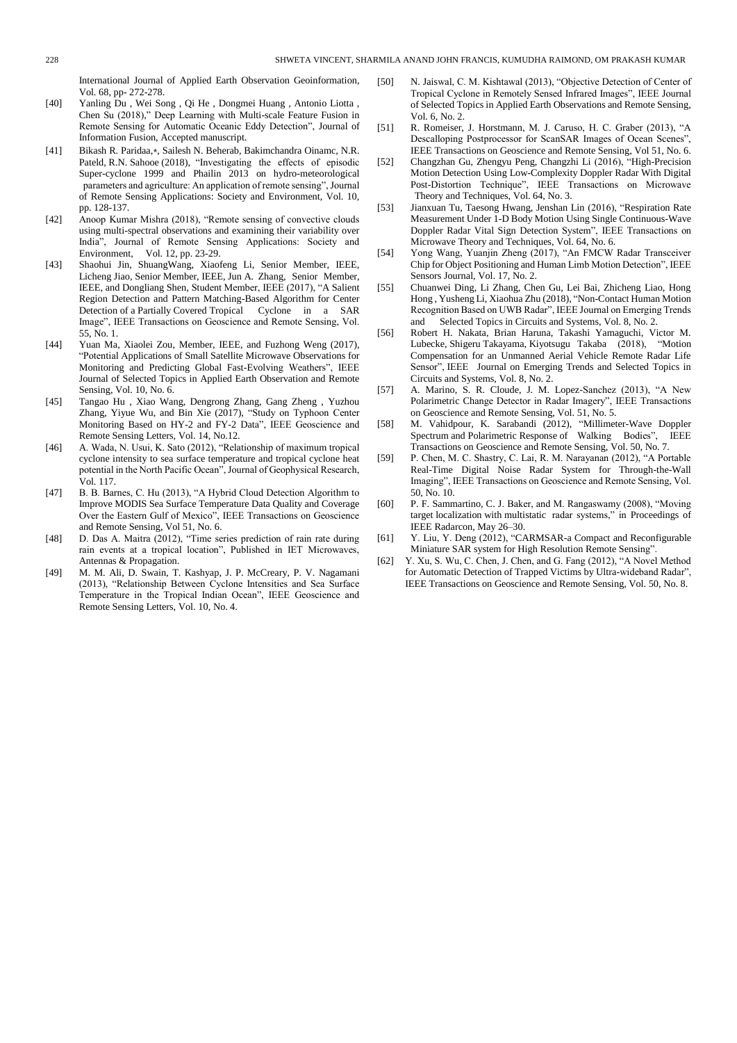International Journal of Applied Earth Observation Geoinformation, Vol. 68, pp- 272-278.

[40] Yanling Du , Wei Song , Qi He , Dongmei Huang , Antonio Liotta , Chen Su (2018)," Deep Learning with Multi-scale Feature Fusion in Remote Sensing for Automatic Oceanic Eddy Detection", Journal of Information Fusion, Accepted manuscript.

[41] Bikash R. Paridaa,⁎, Sailesh N. Beherab, Bakimchandra Oinamc, N.R. Pateld, R.N. Sahooe (2018), "Investigating the effects of episodic Super-cyclone 1999 and Phailin 2013 on hydro-meteorological parameters and agriculture: An application of remote sensing", Journal of Remote Sensing Applications: Society and Environment, Vol. 10, pp. 128-137.

[42] Anoop Kumar Mishra (2018), "Remote sensing of convective clouds using multi-spectral observations and examining their variability over India", Journal of Remote Sensing Applications: Society and Environment, Vol. 12, pp. 23-29.

[43] Shaohui Jin, ShuangWang, Xiaofeng Li, Senior Member, IEEE, Licheng Jiao, Senior Member, IEEE, Jun A. Zhang, Senior Member, IEEE, and Dongliang Shen, Student Member, IEEE (2017), "A Salient Region Detection and Pattern Matching-Based Algorithm for Center Detection of a Partially Covered Tropical Cyclone in a SAR Image", IEEE Transactions on Geoscience and Remote Sensing, Vol. 55, No. 1.

[44] Yuan Ma, Xiaolei Zou, Member, IEEE, and Fuzhong Weng (2017), "Potential Applications of Small Satellite Microwave Observations for Monitoring and Predicting Global Fast-Evolving Weathers", IEEE Journal of Selected Topics in Applied Earth Observation and Remote Sensing, Vol. 10, No. 6.

[45] Tangao Hu , Xiao Wang, Dengrong Zhang, Gang Zheng , Yuzhou Zhang, Yiyue Wu, and Bin Xie (2017), "Study on Typhoon Center Monitoring Based on HY-2 and FY-2 Data", IEEE Geoscience and Remote Sensing Letters, Vol. 14, No.12.

[46] A. Wada, N. Usui, K. Sato (2012), "Relationship of maximum tropical cyclone intensity to sea surface temperature and tropical cyclone heat potential in the North Pacific Ocean", Journal of Geophysical Research, Vol. 117.

[47] B. B. Barnes, C. Hu (2013), "A Hybrid Cloud Detection Algorithm to Improve MODIS Sea Surface Temperature Data Quality and Coverage Over the Eastern Gulf of Mexico", IEEE Transactions on Geoscience and Remote Sensing, Vol 51, No. 6.

[48] D. Das A. Maitra (2012), "Time series prediction of rain rate during rain events at a tropical location", Published in IET Microwaves, Antennas & Propagation.

[49] M. M. Ali, D. Swain, T. Kashyap, J. P. McCreary, P. V. Nagamani (2013), "Relationship Between Cyclone Intensities and Sea Surface Temperature in the Tropical Indian Ocean", IEEE Geoscience and Remote Sensing Letters, Vol. 10, No. 4.

[50] N. Jaiswal, C. M. Kishtawal (2013), "Objective Detection of Center of Tropical Cyclone in Remotely Sensed Infrared Images", IEEE Journal of Selected Topics in Applied Earth Observations and Remote Sensing, Vol. 6, No. 2.

[51] R. Romeiser, J. Horstmann, M. J. Caruso, H. C. Graber (2013), "A Descalloping Postprocessor for ScanSAR Images of Ocean Scenes", IEEE Transactions on Geoscience and Remote Sensing, Vol 51, No. 6.

[52] Changzhan Gu, Zhengyu Peng, Changzhi Li (2016), "High-Precision Motion Detection Using Low-Complexity Doppler Radar With Digital Post-Distortion Technique", IEEE Transactions on Microwave Theory and Techniques, Vol. 64, No. 3.

[53] Jianxuan Tu, Taesong Hwang, Jenshan Lin (2016), "Respiration Rate Measurement Under 1-D Body Motion Using Single Continuous-Wave Doppler Radar Vital Sign Detection System", IEEE Transactions on Microwave Theory and Techniques, Vol. 64, No. 6.

[54] Yong Wang, Yuanjin Zheng (2017), "An FMCW Radar Transceiver Chip for Object Positioning and Human Limb Motion Detection", IEEE Sensors Journal, Vol. 17, No. 2.

[55] Chuanwei Ding, Li Zhang, Chen Gu, Lei Bai, Zhicheng Liao, Hong Hong , Yusheng Li, Xiaohua Zhu (2018), "Non-Contact Human Motion Recognition Based on UWB Radar", IEEE Journal on Emerging Trends and Selected Topics in Circuits and Systems, Vol. 8, No. 2.

[56] Robert H. Nakata, Brian Haruna, Takashi Yamaguchi, Victor M. Lubecke, Shigeru Takayama, Kiyotsugu Takaba (2018), "Motion Compensation for an Unmanned Aerial Vehicle Remote Radar Life Sensor", IEEE Journal on Emerging Trends and Selected Topics in Circuits and Systems, Vol. 8, No. 2.

[57] A. Marino, S. R. Cloude, J. M. Lopez-Sanchez (2013), "A New Polarimetric Change Detector in Radar Imagery", IEEE Transactions on Geoscience and Remote Sensing, Vol. 51, No. 5.

[58] M. Vahidpour, K. Sarabandi (2012), "Millimeter-Wave Doppler Spectrum and Polarimetric Response of Walking Bodies", IEEE Transactions on Geoscience and Remote Sensing, Vol. 50, No. 7.

[59] P. Chen, M. C. Shastry, C. Lai, R. M. Narayanan (2012), "A Portable Real-Time Digital Noise Radar System for Through-the-Wall Imaging", IEEE Transactions on Geoscience and Remote Sensing, Vol. 50, No. 10.

[60] P. F. Sammartino, C. J. Baker, and M. Rangaswamy (2008), "Moving target localization with multistatic radar systems," in Proceedings of IEEE Radarcon, May 26–30.

[61] Y. Liu, Y. Deng (2012), "CARMSAR-a Compact and Reconfigurable Miniature SAR system for High Resolution Remote Sensing".

[62] Y. Xu, S. Wu, C. Chen, J. Chen, and G. Fang (2012), "A Novel Method for Automatic Detection of Trapped Victims by Ultra-wideband Radar", IEEE Transactions on Geoscience and Remote Sensing, Vol. 50, No. 8.